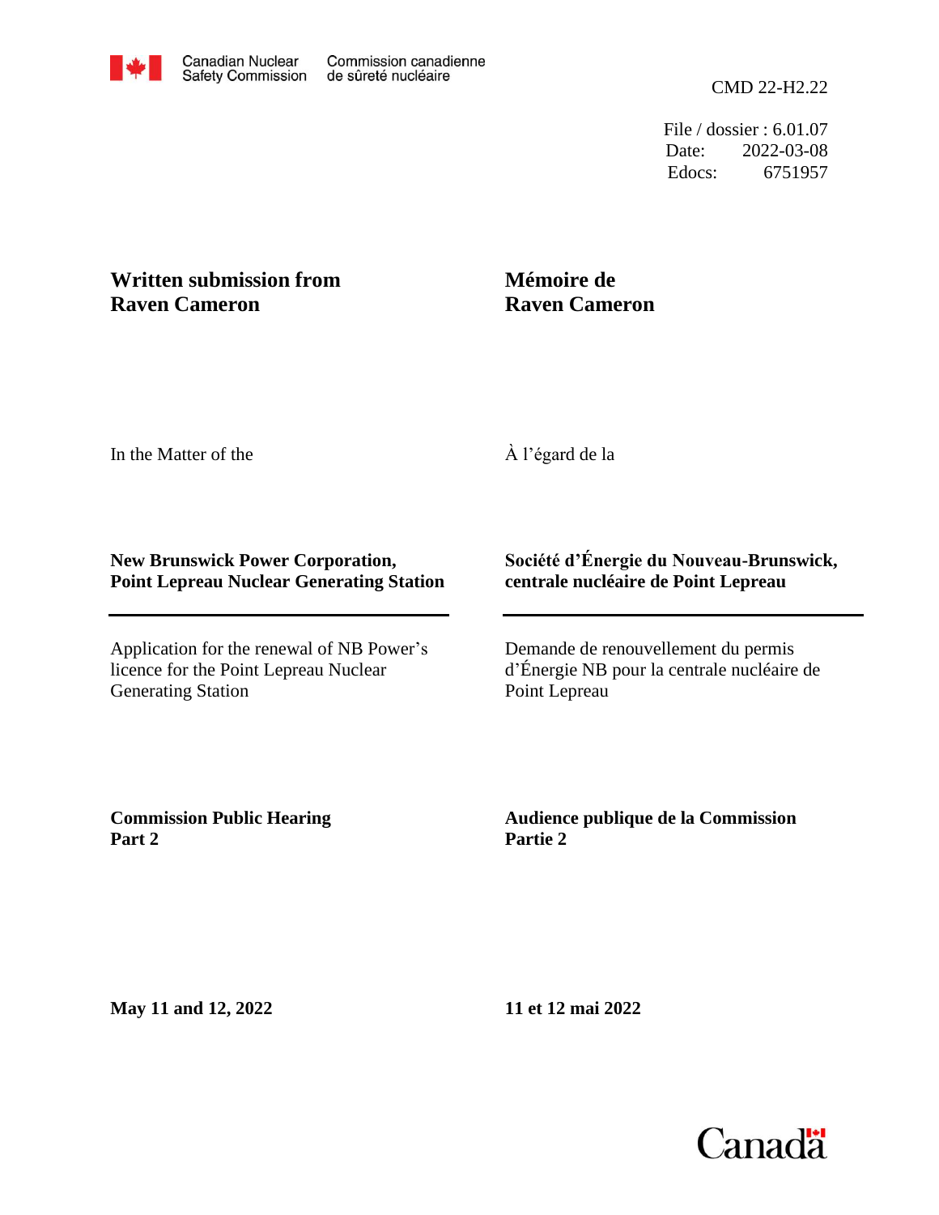Canadian Nuclear Safety Commission / Commission canadienne de sûreté nucléaire

CMD 22-H2.22

File / dossier : 6.01.07
Date: 2022-03-08
Edocs: 6751957

**Written submission from Raven Cameron**

**Mémoire de Raven Cameron**

In the Matter of the

À l’égard de la

**New Brunswick Power Corporation, Point Lepreau Nuclear Generating Station**

**Société d’Énergie du Nouveau-Brunswick, centrale nucléaire de Point Lepreau**

Application for the renewal of NB Power’s licence for the Point Lepreau Nuclear Generating Station

Demande de renouvellement du permis d’Énergie NB pour la centrale nucléaire de Point Lepreau

**Commission Public Hearing Part 2**

**Audience publique de la Commission Partie 2**

**May 11 and 12, 2022**

**11 et 12 mai 2022**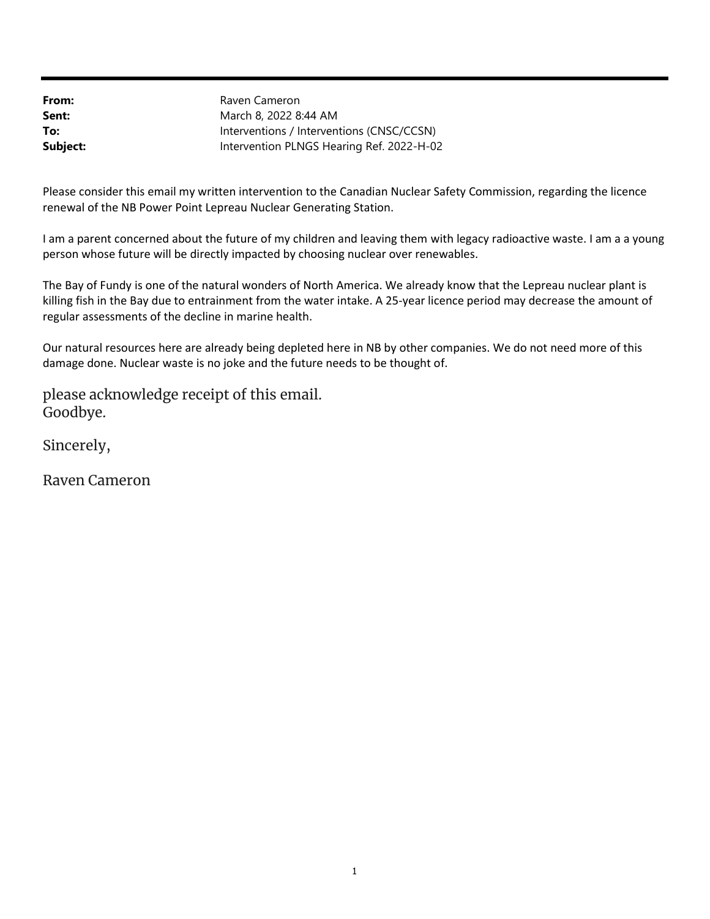**From:** Raven Cameron
**Sent:** March 8, 2022 8:44 AM
**To:** Interventions / Interventions (CNSC/CCSN)
**Subject:** Intervention PLNGS Hearing Ref. 2022-H-02

Please consider this email my written intervention to the Canadian Nuclear Safety Commission, regarding the licence renewal of the NB Power Point Lepreau Nuclear Generating Station.

I am a parent concerned about the future of my children and leaving them with legacy radioactive waste. I am a a young person whose future will be directly impacted by choosing nuclear over renewables.

The Bay of Fundy is one of the natural wonders of North America. We already know that the Lepreau nuclear plant is killing fish in the Bay due to entrainment from the water intake. A 25-year licence period may decrease the amount of regular assessments of the decline in marine health.

Our natural resources here are already being depleted here in NB by other companies. We do not need more of this damage done. Nuclear waste is no joke and the future needs to be thought of.

please acknowledge receipt of this email.
Goodbye.

Sincerely,

Raven Cameron